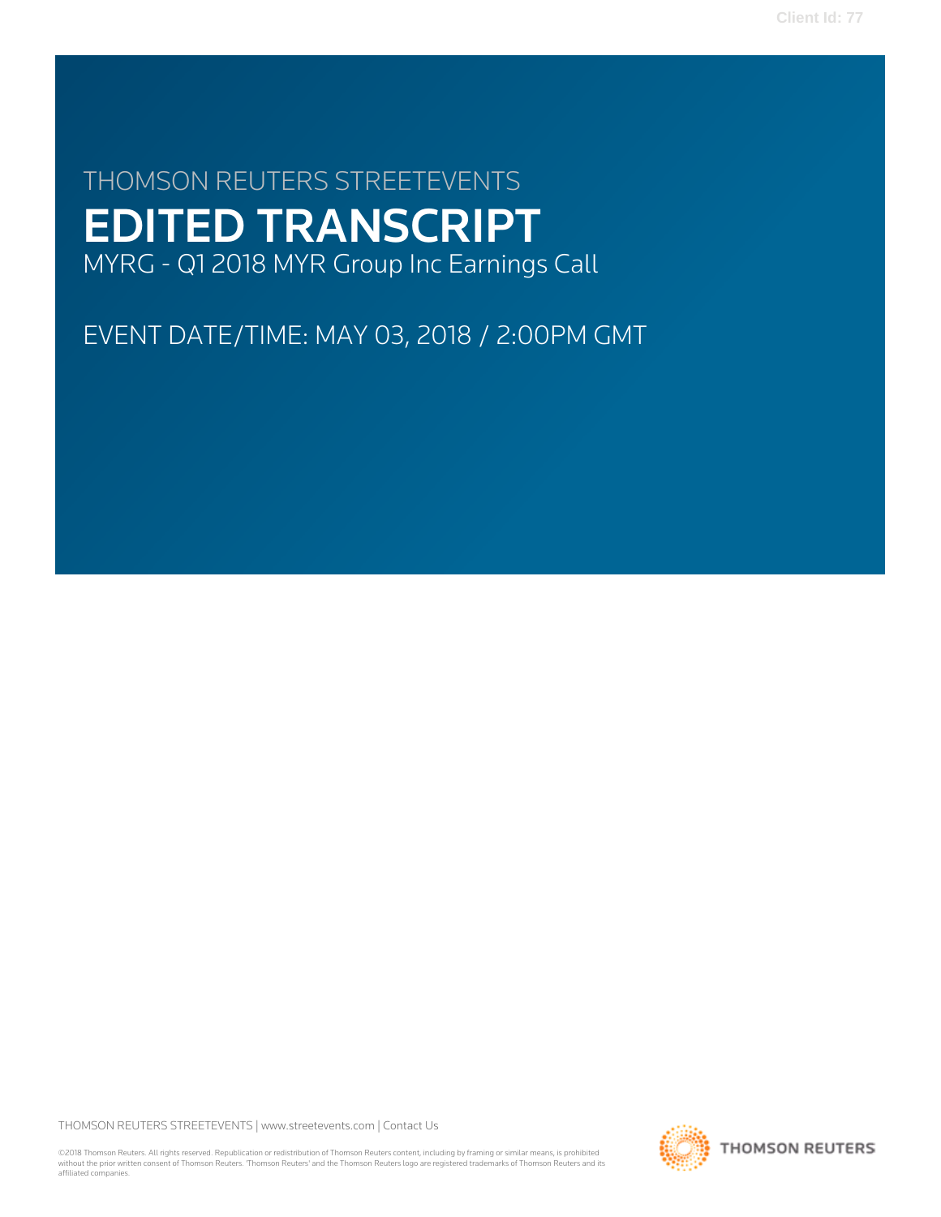THOMSON REUTERS STREETEVENTS

# EDITED TRANSCRIPT

MYRG - Q1 2018 MYR Group Inc Earnings Call

EVENT DATE/TIME: MAY 03, 2018 / 2:00PM GMT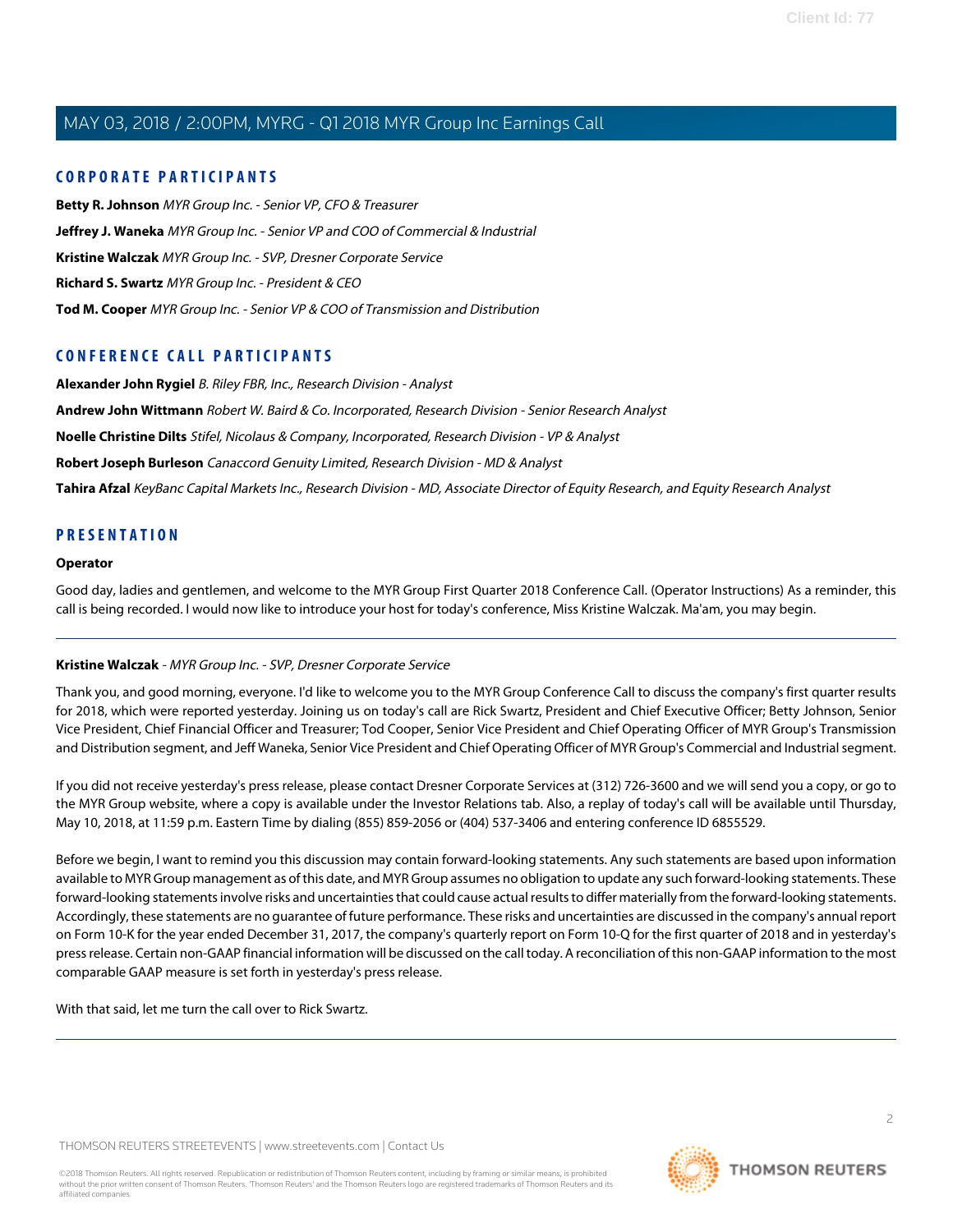## CORPORATE PARTICIPANTS

**Betty R. Johnson** *MYR Group Inc. - Senior VP, CFO & Treasurer*

**Jeffrey J. Waneka** *MYR Group Inc. - Senior VP and COO of Commercial & Industrial*

**Kristine Walczak** *MYR Group Inc. - SVP, Dresner Corporate Service*

**Richard S. Swartz** *MYR Group Inc. - President & CEO*

**Tod M. Cooper** *MYR Group Inc. - Senior VP & COO of Transmission and Distribution*

## CONFERENCE CALL PARTICIPANTS

**Alexander John Rygiel** *B. Riley FBR, Inc., Research Division - Analyst*

**Andrew John Wittmann** *Robert W. Baird & Co. Incorporated, Research Division - Senior Research Analyst*

**Noelle Christine Dilts** *Stifel, Nicolaus & Company, Incorporated, Research Division - VP & Analyst*

**Robert Joseph Burleson** *Canaccord Genuity Limited, Research Division - MD & Analyst*

**Tahira Afzal** *KeyBanc Capital Markets Inc., Research Division - MD, Associate Director of Equity Research, and Equity Research Analyst*

## PRESENTATION

**Operator**

Good day, ladies and gentlemen, and welcome to the MYR Group First Quarter 2018 Conference Call. (Operator Instructions) As a reminder, this call is being recorded. I would now like to introduce your host for today's conference, Miss Kristine Walczak. Ma'am, you may begin.

---

**Kristine Walczak** - *MYR Group Inc. - SVP, Dresner Corporate Service*

Thank you, and good morning, everyone. I'd like to welcome you to the MYR Group Conference Call to discuss the company's first quarter results for 2018, which were reported yesterday. Joining us on today's call are Rick Swartz, President and Chief Executive Officer; Betty Johnson, Senior Vice President, Chief Financial Officer and Treasurer; Tod Cooper, Senior Vice President and Chief Operating Officer of MYR Group's Transmission and Distribution segment, and Jeff Waneka, Senior Vice President and Chief Operating Officer of MYR Group's Commercial and Industrial segment.

If you did not receive yesterday's press release, please contact Dresner Corporate Services at (312) 726-3600 and we will send you a copy, or go to the MYR Group website, where a copy is available under the Investor Relations tab. Also, a replay of today's call will be available until Thursday, May 10, 2018, at 11:59 p.m. Eastern Time by dialing (855) 859-2056 or (404) 537-3406 and entering conference ID 6855529.

Before we begin, I want to remind you this discussion may contain forward-looking statements. Any such statements are based upon information available to MYR Group management as of this date, and MYR Group assumes no obligation to update any such forward-looking statements. These forward-looking statements involve risks and uncertainties that could cause actual results to differ materially from the forward-looking statements. Accordingly, these statements are no guarantee of future performance. These risks and uncertainties are discussed in the company's annual report on Form 10-K for the year ended December 31, 2017, the company's quarterly report on Form 10-Q for the first quarter of 2018 and in yesterday's press release. Certain non-GAAP financial information will be discussed on the call today. A reconciliation of this non-GAAP information to the most comparable GAAP measure is set forth in yesterday's press release.

With that said, let me turn the call over to Rick Swartz.

---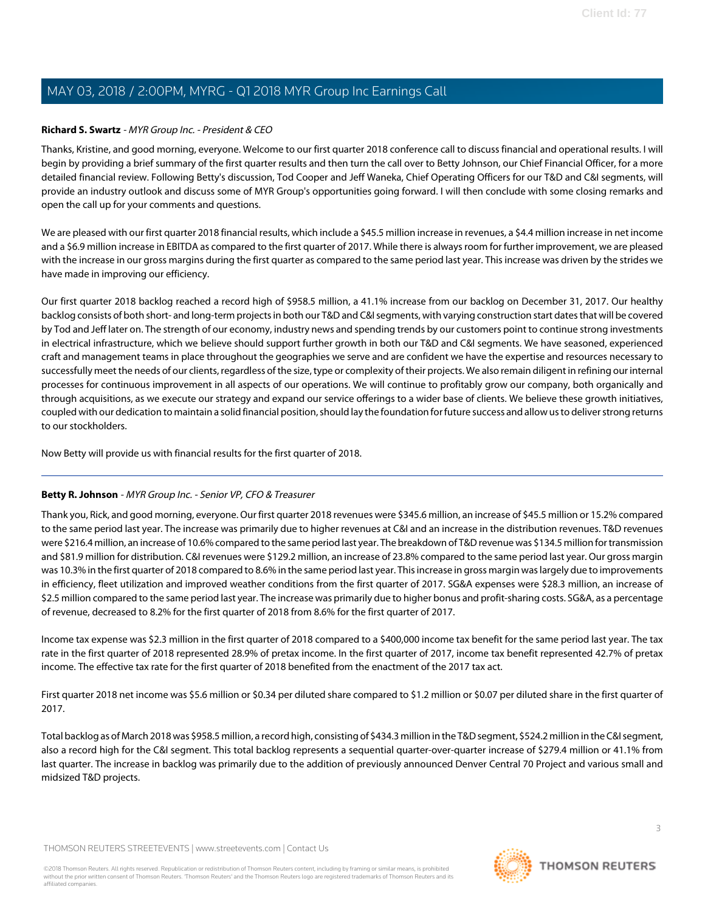**Richard S. Swartz** - *MYR Group Inc. - President & CEO*

Thanks, Kristine, and good morning, everyone. Welcome to our first quarter 2018 conference call to discuss financial and operational results. I will begin by providing a brief summary of the first quarter results and then turn the call over to Betty Johnson, our Chief Financial Officer, for a more detailed financial review. Following Betty's discussion, Tod Cooper and Jeff Waneka, Chief Operating Officers for our T&D and C&I segments, will provide an industry outlook and discuss some of MYR Group's opportunities going forward. I will then conclude with some closing remarks and open the call up for your comments and questions.

We are pleased with our first quarter 2018 financial results, which include a $45.5 million increase in revenues, a $4.4 million increase in net income and a $6.9 million increase in EBITDA as compared to the first quarter of 2017. While there is always room for further improvement, we are pleased with the increase in our gross margins during the first quarter as compared to the same period last year. This increase was driven by the strides we have made in improving our efficiency.

Our first quarter 2018 backlog reached a record high of $958.5 million, a 41.1% increase from our backlog on December 31, 2017. Our healthy backlog consists of both short- and long-term projects in both our T&D and C&I segments, with varying construction start dates that will be covered by Tod and Jeff later on. The strength of our economy, industry news and spending trends by our customers point to continue strong investments in electrical infrastructure, which we believe should support further growth in both our T&D and C&I segments. We have seasoned, experienced craft and management teams in place throughout the geographies we serve and are confident we have the expertise and resources necessary to successfully meet the needs of our clients, regardless of the size, type or complexity of their projects. We also remain diligent in refining our internal processes for continuous improvement in all aspects of our operations. We will continue to profitably grow our company, both organically and through acquisitions, as we execute our strategy and expand our service offerings to a wider base of clients. We believe these growth initiatives, coupled with our dedication to maintain a solid financial position, should lay the foundation for future success and allow us to deliver strong returns to our stockholders.

Now Betty will provide us with financial results for the first quarter of 2018.

---

**Betty R. Johnson** - *MYR Group Inc. - Senior VP, CFO & Treasurer*

Thank you, Rick, and good morning, everyone. Our first quarter 2018 revenues were $345.6 million, an increase of $45.5 million or 15.2% compared to the same period last year. The increase was primarily due to higher revenues at C&I and an increase in the distribution revenues. T&D revenues were $216.4 million, an increase of 10.6% compared to the same period last year. The breakdown of T&D revenue was $134.5 million for transmission and $81.9 million for distribution. C&I revenues were $129.2 million, an increase of 23.8% compared to the same period last year. Our gross margin was 10.3% in the first quarter of 2018 compared to 8.6% in the same period last year. This increase in gross margin was largely due to improvements in efficiency, fleet utilization and improved weather conditions from the first quarter of 2017. SG&A expenses were $28.3 million, an increase of $2.5 million compared to the same period last year. The increase was primarily due to higher bonus and profit-sharing costs. SG&A, as a percentage of revenue, decreased to 8.2% for the first quarter of 2018 from 8.6% for the first quarter of 2017.

Income tax expense was $2.3 million in the first quarter of 2018 compared to a $400,000 income tax benefit for the same period last year. The tax rate in the first quarter of 2018 represented 28.9% of pretax income. In the first quarter of 2017, income tax benefit represented 42.7% of pretax income. The effective tax rate for the first quarter of 2018 benefited from the enactment of the 2017 tax act.

First quarter 2018 net income was $5.6 million or $0.34 per diluted share compared to $1.2 million or $0.07 per diluted share in the first quarter of 2017.

Total backlog as of March 2018 was $958.5 million, a record high, consisting of $434.3 million in the T&D segment, $524.2 million in the C&I segment, also a record high for the C&I segment. This total backlog represents a sequential quarter-over-quarter increase of $279.4 million or 41.1% from last quarter. The increase in backlog was primarily due to the addition of previously announced Denver Central 70 Project and various small and midsized T&D projects.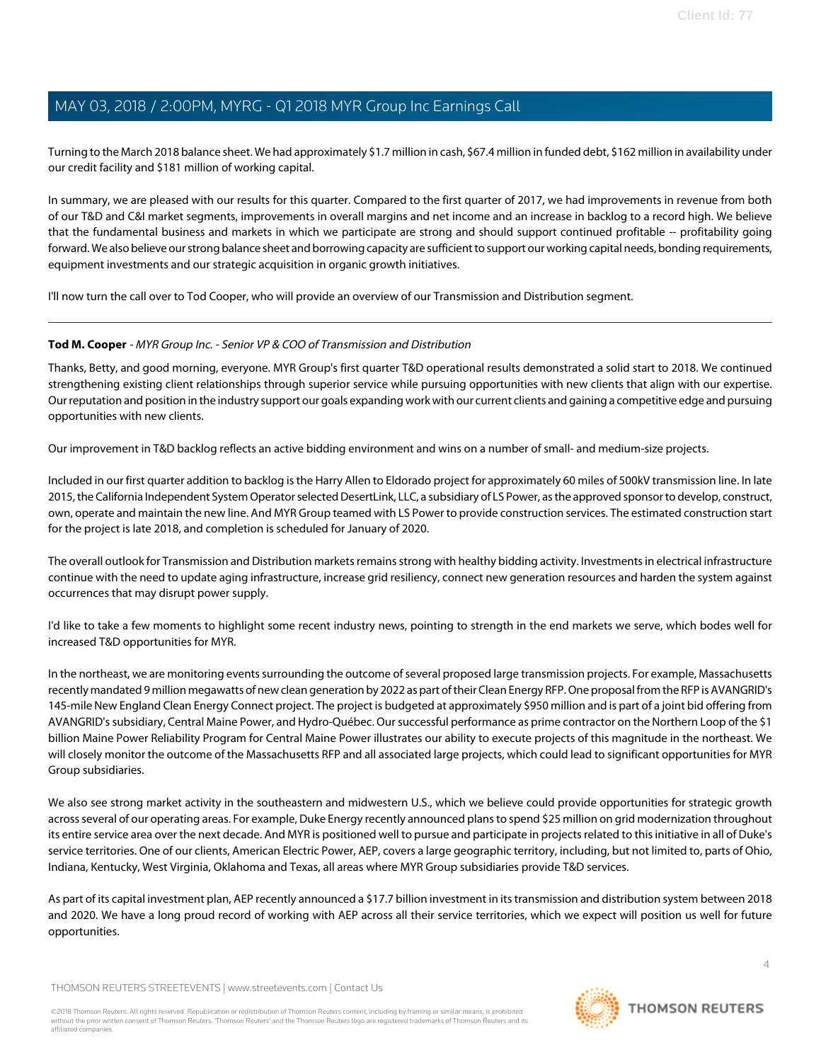Turning to the March 2018 balance sheet. We had approximately $1.7 million in cash, $67.4 million in funded debt, $162 million in availability under our credit facility and $181 million of working capital.

In summary, we are pleased with our results for this quarter. Compared to the first quarter of 2017, we had improvements in revenue from both of our T&D and C&I market segments, improvements in overall margins and net income and an increase in backlog to a record high. We believe that the fundamental business and markets in which we participate are strong and should support continued profitable -- profitability going forward. We also believe our strong balance sheet and borrowing capacity are sufficient to support our working capital needs, bonding requirements, equipment investments and our strategic acquisition in organic growth initiatives.

I'll now turn the call over to Tod Cooper, who will provide an overview of our Transmission and Distribution segment.

---

**Tod M. Cooper** - *MYR Group Inc. - Senior VP & COO of Transmission and Distribution*

Thanks, Betty, and good morning, everyone. MYR Group's first quarter T&D operational results demonstrated a solid start to 2018. We continued strengthening existing client relationships through superior service while pursuing opportunities with new clients that align with our expertise. Our reputation and position in the industry support our goals expanding work with our current clients and gaining a competitive edge and pursuing opportunities with new clients.

Our improvement in T&D backlog reflects an active bidding environment and wins on a number of small- and medium-size projects.

Included in our first quarter addition to backlog is the Harry Allen to Eldorado project for approximately 60 miles of 500kV transmission line. In late 2015, the California Independent System Operator selected DesertLink, LLC, a subsidiary of LS Power, as the approved sponsor to develop, construct, own, operate and maintain the new line. And MYR Group teamed with LS Power to provide construction services. The estimated construction start for the project is late 2018, and completion is scheduled for January of 2020.

The overall outlook for Transmission and Distribution markets remains strong with healthy bidding activity. Investments in electrical infrastructure continue with the need to update aging infrastructure, increase grid resiliency, connect new generation resources and harden the system against occurrences that may disrupt power supply.

I'd like to take a few moments to highlight some recent industry news, pointing to strength in the end markets we serve, which bodes well for increased T&D opportunities for MYR.

In the northeast, we are monitoring events surrounding the outcome of several proposed large transmission projects. For example, Massachusetts recently mandated 9 million megawatts of new clean generation by 2022 as part of their Clean Energy RFP. One proposal from the RFP is AVANGRID's 145-mile New England Clean Energy Connect project. The project is budgeted at approximately $950 million and is part of a joint bid offering from AVANGRID's subsidiary, Central Maine Power, and Hydro-Québec. Our successful performance as prime contractor on the Northern Loop of the $1 billion Maine Power Reliability Program for Central Maine Power illustrates our ability to execute projects of this magnitude in the northeast. We will closely monitor the outcome of the Massachusetts RFP and all associated large projects, which could lead to significant opportunities for MYR Group subsidiaries.

We also see strong market activity in the southeastern and midwestern U.S., which we believe could provide opportunities for strategic growth across several of our operating areas. For example, Duke Energy recently announced plans to spend $25 million on grid modernization throughout its entire service area over the next decade. And MYR is positioned well to pursue and participate in projects related to this initiative in all of Duke's service territories. One of our clients, American Electric Power, AEP, covers a large geographic territory, including, but not limited to, parts of Ohio, Indiana, Kentucky, West Virginia, Oklahoma and Texas, all areas where MYR Group subsidiaries provide T&D services.

As part of its capital investment plan, AEP recently announced a $17.7 billion investment in its transmission and distribution system between 2018 and 2020. We have a long proud record of working with AEP across all their service territories, which we expect will position us well for future opportunities.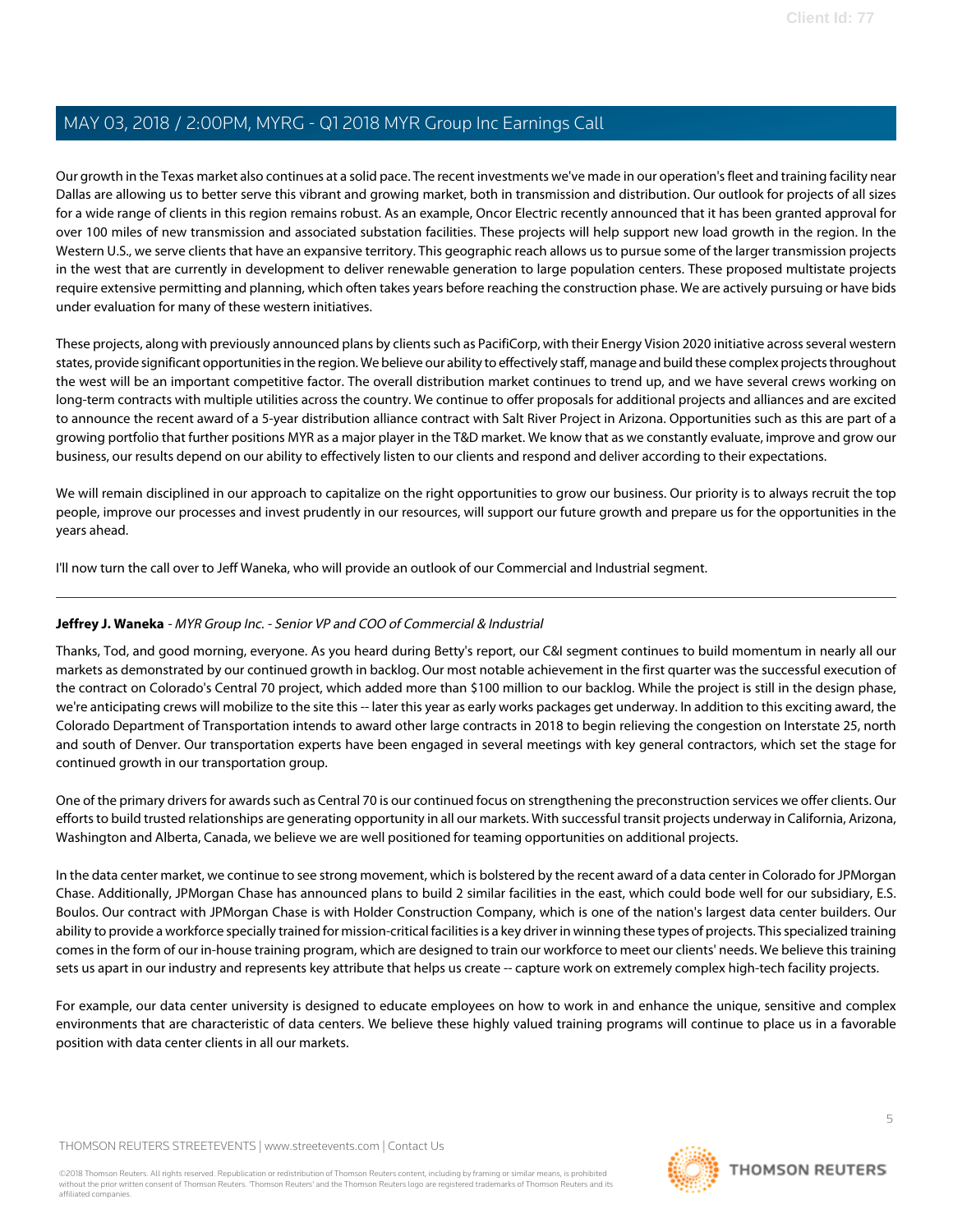Our growth in the Texas market also continues at a solid pace. The recent investments we've made in our operation's fleet and training facility near Dallas are allowing us to better serve this vibrant and growing market, both in transmission and distribution. Our outlook for projects of all sizes for a wide range of clients in this region remains robust. As an example, Oncor Electric recently announced that it has been granted approval for over 100 miles of new transmission and associated substation facilities. These projects will help support new load growth in the region. In the Western U.S., we serve clients that have an expansive territory. This geographic reach allows us to pursue some of the larger transmission projects in the west that are currently in development to deliver renewable generation to large population centers. These proposed multistate projects require extensive permitting and planning, which often takes years before reaching the construction phase. We are actively pursuing or have bids under evaluation for many of these western initiatives.

These projects, along with previously announced plans by clients such as PacifiCorp, with their Energy Vision 2020 initiative across several western states, provide significant opportunities in the region. We believe our ability to effectively staff, manage and build these complex projects throughout the west will be an important competitive factor. The overall distribution market continues to trend up, and we have several crews working on long-term contracts with multiple utilities across the country. We continue to offer proposals for additional projects and alliances and are excited to announce the recent award of a 5-year distribution alliance contract with Salt River Project in Arizona. Opportunities such as this are part of a growing portfolio that further positions MYR as a major player in the T&D market. We know that as we constantly evaluate, improve and grow our business, our results depend on our ability to effectively listen to our clients and respond and deliver according to their expectations.

We will remain disciplined in our approach to capitalize on the right opportunities to grow our business. Our priority is to always recruit the top people, improve our processes and invest prudently in our resources, will support our future growth and prepare us for the opportunities in the years ahead.

I'll now turn the call over to Jeff Waneka, who will provide an outlook of our Commercial and Industrial segment.

---

**Jeffrey J. Waneka** - *MYR Group Inc. - Senior VP and COO of Commercial & Industrial*

Thanks, Tod, and good morning, everyone. As you heard during Betty's report, our C&I segment continues to build momentum in nearly all our markets as demonstrated by our continued growth in backlog. Our most notable achievement in the first quarter was the successful execution of the contract on Colorado's Central 70 project, which added more than $100 million to our backlog. While the project is still in the design phase, we're anticipating crews will mobilize to the site this -- later this year as early works packages get underway. In addition to this exciting award, the Colorado Department of Transportation intends to award other large contracts in 2018 to begin relieving the congestion on Interstate 25, north and south of Denver. Our transportation experts have been engaged in several meetings with key general contractors, which set the stage for continued growth in our transportation group.

One of the primary drivers for awards such as Central 70 is our continued focus on strengthening the preconstruction services we offer clients. Our efforts to build trusted relationships are generating opportunity in all our markets. With successful transit projects underway in California, Arizona, Washington and Alberta, Canada, we believe we are well positioned for teaming opportunities on additional projects.

In the data center market, we continue to see strong movement, which is bolstered by the recent award of a data center in Colorado for JPMorgan Chase. Additionally, JPMorgan Chase has announced plans to build 2 similar facilities in the east, which could bode well for our subsidiary, E.S. Boulos. Our contract with JPMorgan Chase is with Holder Construction Company, which is one of the nation's largest data center builders. Our ability to provide a workforce specially trained for mission-critical facilities is a key driver in winning these types of projects. This specialized training comes in the form of our in-house training program, which are designed to train our workforce to meet our clients' needs. We believe this training sets us apart in our industry and represents key attribute that helps us create -- capture work on extremely complex high-tech facility projects.

For example, our data center university is designed to educate employees on how to work in and enhance the unique, sensitive and complex environments that are characteristic of data centers. We believe these highly valued training programs will continue to place us in a favorable position with data center clients in all our markets.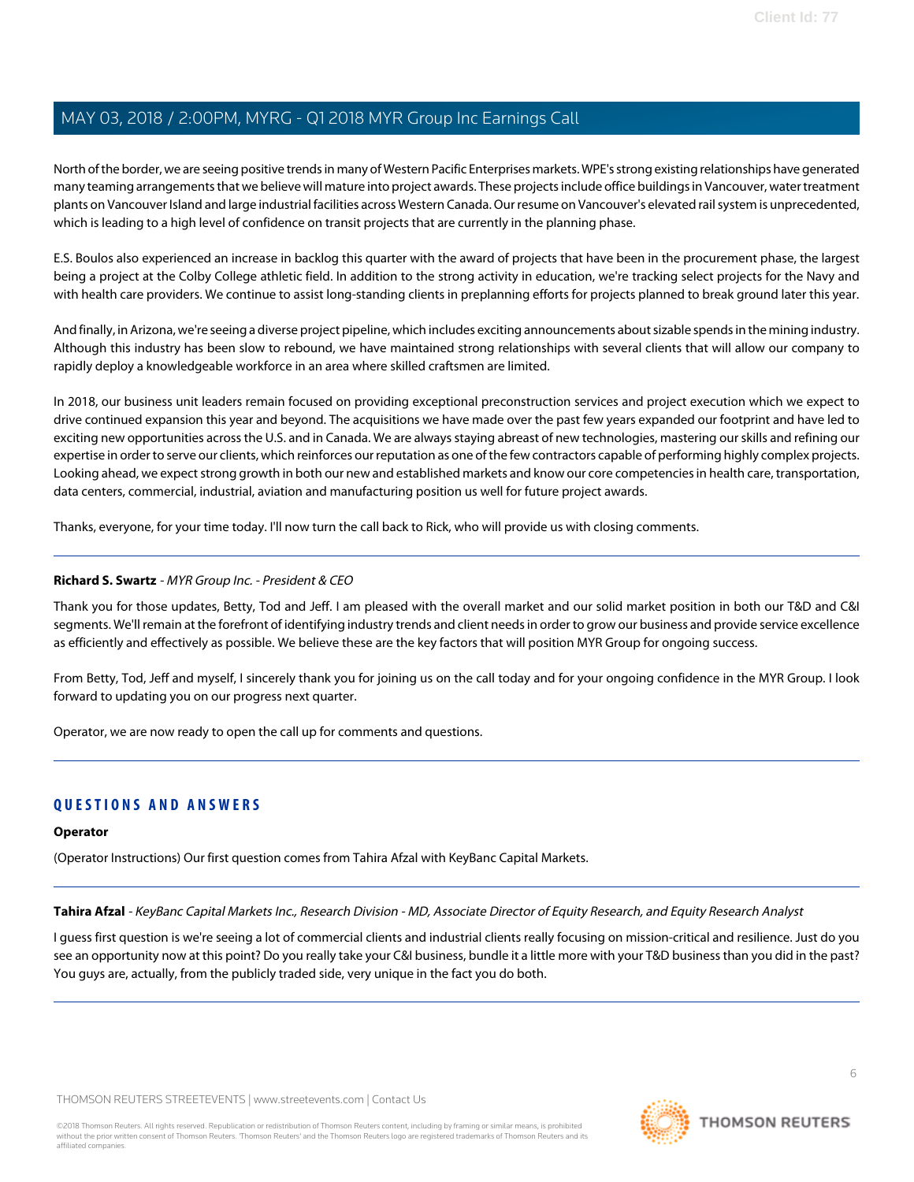North of the border, we are seeing positive trends in many of Western Pacific Enterprises markets. WPE's strong existing relationships have generated many teaming arrangements that we believe will mature into project awards. These projects include office buildings in Vancouver, water treatment plants on Vancouver Island and large industrial facilities across Western Canada. Our resume on Vancouver's elevated rail system is unprecedented, which is leading to a high level of confidence on transit projects that are currently in the planning phase.

E.S. Boulos also experienced an increase in backlog this quarter with the award of projects that have been in the procurement phase, the largest being a project at the Colby College athletic field. In addition to the strong activity in education, we're tracking select projects for the Navy and with health care providers. We continue to assist long-standing clients in preplanning efforts for projects planned to break ground later this year.

And finally, in Arizona, we're seeing a diverse project pipeline, which includes exciting announcements about sizable spends in the mining industry. Although this industry has been slow to rebound, we have maintained strong relationships with several clients that will allow our company to rapidly deploy a knowledgeable workforce in an area where skilled craftsmen are limited.

In 2018, our business unit leaders remain focused on providing exceptional preconstruction services and project execution which we expect to drive continued expansion this year and beyond. The acquisitions we have made over the past few years expanded our footprint and have led to exciting new opportunities across the U.S. and in Canada. We are always staying abreast of new technologies, mastering our skills and refining our expertise in order to serve our clients, which reinforces our reputation as one of the few contractors capable of performing highly complex projects. Looking ahead, we expect strong growth in both our new and established markets and know our core competencies in health care, transportation, data centers, commercial, industrial, aviation and manufacturing position us well for future project awards.

Thanks, everyone, for your time today. I'll now turn the call back to Rick, who will provide us with closing comments.

---

**Richard S. Swartz** - *MYR Group Inc. - President & CEO*

Thank you for those updates, Betty, Tod and Jeff. I am pleased with the overall market and our solid market position in both our T&D and C&I segments. We'll remain at the forefront of identifying industry trends and client needs in order to grow our business and provide service excellence as efficiently and effectively as possible. We believe these are the key factors that will position MYR Group for ongoing success.

From Betty, Tod, Jeff and myself, I sincerely thank you for joining us on the call today and for your ongoing confidence in the MYR Group. I look forward to updating you on our progress next quarter.

Operator, we are now ready to open the call up for comments and questions.

---

## QUESTIONS AND ANSWERS

**Operator**

(Operator Instructions) Our first question comes from Tahira Afzal with KeyBanc Capital Markets.

---

**Tahira Afzal** - *KeyBanc Capital Markets Inc., Research Division - MD, Associate Director of Equity Research, and Equity Research Analyst*

I guess first question is we're seeing a lot of commercial clients and industrial clients really focusing on mission-critical and resilience. Just do you see an opportunity now at this point? Do you really take your C&I business, bundle it a little more with your T&D business than you did in the past? You guys are, actually, from the publicly traded side, very unique in the fact you do both.

---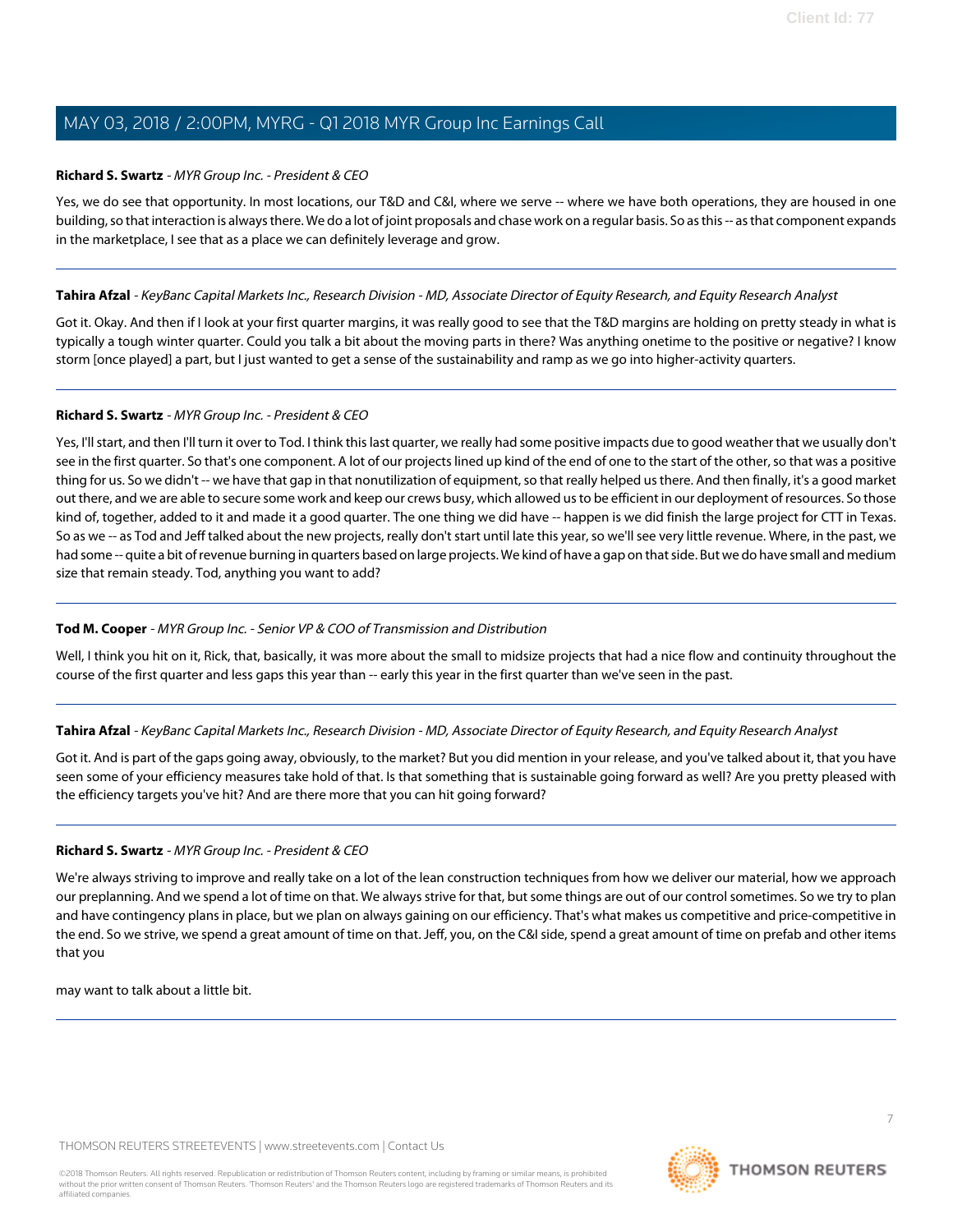**Richard S. Swartz** - *MYR Group Inc. - President & CEO*

Yes, we do see that opportunity. In most locations, our T&D and C&I, where we serve -- where we have both operations, they are housed in one building, so that interaction is always there. We do a lot of joint proposals and chase work on a regular basis. So as this -- as that component expands in the marketplace, I see that as a place we can definitely leverage and grow.

---

**Tahira Afzal** - *KeyBanc Capital Markets Inc., Research Division - MD, Associate Director of Equity Research, and Equity Research Analyst*

Got it. Okay. And then if I look at your first quarter margins, it was really good to see that the T&D margins are holding on pretty steady in what is typically a tough winter quarter. Could you talk a bit about the moving parts in there? Was anything onetime to the positive or negative? I know storm [once played] a part, but I just wanted to get a sense of the sustainability and ramp as we go into higher-activity quarters.

---

**Richard S. Swartz** - *MYR Group Inc. - President & CEO*

Yes, I'll start, and then I'll turn it over to Tod. I think this last quarter, we really had some positive impacts due to good weather that we usually don't see in the first quarter. So that's one component. A lot of our projects lined up kind of the end of one to the start of the other, so that was a positive thing for us. So we didn't -- we have that gap in that nonutilization of equipment, so that really helped us there. And then finally, it's a good market out there, and we are able to secure some work and keep our crews busy, which allowed us to be efficient in our deployment of resources. So those kind of, together, added to it and made it a good quarter. The one thing we did have -- happen is we did finish the large project for CTT in Texas. So as we -- as Tod and Jeff talked about the new projects, really don't start until late this year, so we'll see very little revenue. Where, in the past, we had some -- quite a bit of revenue burning in quarters based on large projects. We kind of have a gap on that side. But we do have small and medium size that remain steady. Tod, anything you want to add?

---

**Tod M. Cooper** - *MYR Group Inc. - Senior VP & COO of Transmission and Distribution*

Well, I think you hit on it, Rick, that, basically, it was more about the small to midsize projects that had a nice flow and continuity throughout the course of the first quarter and less gaps this year than -- early this year in the first quarter than we've seen in the past.

---

**Tahira Afzal** - *KeyBanc Capital Markets Inc., Research Division - MD, Associate Director of Equity Research, and Equity Research Analyst*

Got it. And is part of the gaps going away, obviously, to the market? But you did mention in your release, and you've talked about it, that you have seen some of your efficiency measures take hold of that. Is that something that is sustainable going forward as well? Are you pretty pleased with the efficiency targets you've hit? And are there more that you can hit going forward?

---

**Richard S. Swartz** - *MYR Group Inc. - President & CEO*

We're always striving to improve and really take on a lot of the lean construction techniques from how we deliver our material, how we approach our preplanning. And we spend a lot of time on that. We always strive for that, but some things are out of our control sometimes. So we try to plan and have contingency plans in place, but we plan on always gaining on our efficiency. That's what makes us competitive and price-competitive in the end. So we strive, we spend a great amount of time on that. Jeff, you, on the C&I side, spend a great amount of time on prefab and other items that you may want to talk about a little bit.

---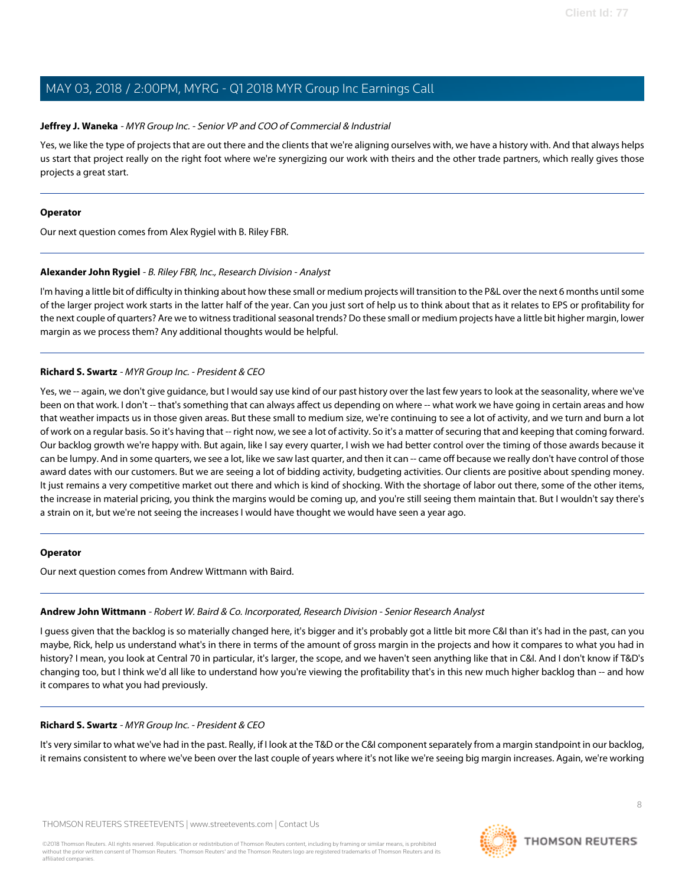**Jeffrey J. Waneka** - *MYR Group Inc. - Senior VP and COO of Commercial & Industrial*

Yes, we like the type of projects that are out there and the clients that we're aligning ourselves with, we have a history with. And that always helps us start that project really on the right foot where we're synergizing our work with theirs and the other trade partners, which really gives those projects a great start.

---

**Operator**

Our next question comes from Alex Rygiel with B. Riley FBR.

---

**Alexander John Rygiel** - *B. Riley FBR, Inc., Research Division - Analyst*

I'm having a little bit of difficulty in thinking about how these small or medium projects will transition to the P&L over the next 6 months until some of the larger project work starts in the latter half of the year. Can you just sort of help us to think about that as it relates to EPS or profitability for the next couple of quarters? Are we to witness traditional seasonal trends? Do these small or medium projects have a little bit higher margin, lower margin as we process them? Any additional thoughts would be helpful.

---

**Richard S. Swartz** - *MYR Group Inc. - President & CEO*

Yes, we -- again, we don't give guidance, but I would say use kind of our past history over the last few years to look at the seasonality, where we've been on that work. I don't -- that's something that can always affect us depending on where -- what work we have going in certain areas and how that weather impacts us in those given areas. But these small to medium size, we're continuing to see a lot of activity, and we turn and burn a lot of work on a regular basis. So it's having that -- right now, we see a lot of activity. So it's a matter of securing that and keeping that coming forward. Our backlog growth we're happy with. But again, like I say every quarter, I wish we had better control over the timing of those awards because it can be lumpy. And in some quarters, we see a lot, like we saw last quarter, and then it can -- came off because we really don't have control of those award dates with our customers. But we are seeing a lot of bidding activity, budgeting activities. Our clients are positive about spending money. It just remains a very competitive market out there and which is kind of shocking. With the shortage of labor out there, some of the other items, the increase in material pricing, you think the margins would be coming up, and you're still seeing them maintain that. But I wouldn't say there's a strain on it, but we're not seeing the increases I would have thought we would have seen a year ago.

---

**Operator**

Our next question comes from Andrew Wittmann with Baird.

---

**Andrew John Wittmann** - *Robert W. Baird & Co. Incorporated, Research Division - Senior Research Analyst*

I guess given that the backlog is so materially changed here, it's bigger and it's probably got a little bit more C&I than it's had in the past, can you maybe, Rick, help us understand what's in there in terms of the amount of gross margin in the projects and how it compares to what you had in history? I mean, you look at Central 70 in particular, it's larger, the scope, and we haven't seen anything like that in C&I. And I don't know if T&D's changing too, but I think we'd all like to understand how you're viewing the profitability that's in this new much higher backlog than -- and how it compares to what you had previously.

---

**Richard S. Swartz** - *MYR Group Inc. - President & CEO*

It's very similar to what we've had in the past. Really, if I look at the T&D or the C&I component separately from a margin standpoint in our backlog, it remains consistent to where we've been over the last couple of years where it's not like we're seeing big margin increases. Again, we're working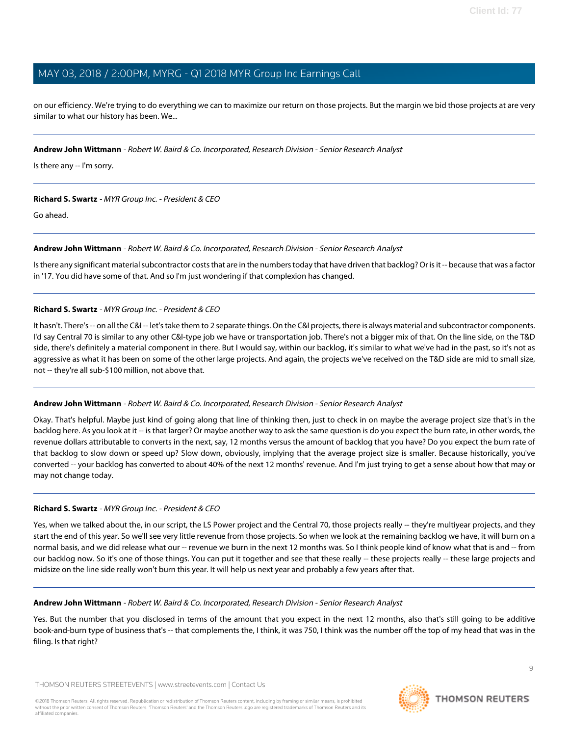on our efficiency. We're trying to do everything we can to maximize our return on those projects. But the margin we bid those projects at are very similar to what our history has been. We...

---

**Andrew John Wittmann** - *Robert W. Baird & Co. Incorporated, Research Division - Senior Research Analyst*

Is there any -- I'm sorry.

---

**Richard S. Swartz** - *MYR Group Inc. - President & CEO*

Go ahead.

---

**Andrew John Wittmann** - *Robert W. Baird & Co. Incorporated, Research Division - Senior Research Analyst*

Is there any significant material subcontractor costs that are in the numbers today that have driven that backlog? Or is it -- because that was a factor in '17. You did have some of that. And so I'm just wondering if that complexion has changed.

---

**Richard S. Swartz** - *MYR Group Inc. - President & CEO*

It hasn't. There's -- on all the C&I -- let's take them to 2 separate things. On the C&I projects, there is always material and subcontractor components. I'd say Central 70 is similar to any other C&I-type job we have or transportation job. There's not a bigger mix of that. On the line side, on the T&D side, there's definitely a material component in there. But I would say, within our backlog, it's similar to what we've had in the past, so it's not as aggressive as what it has been on some of the other large projects. And again, the projects we've received on the T&D side are mid to small size, not -- they're all sub-$100 million, not above that.

---

**Andrew John Wittmann** - *Robert W. Baird & Co. Incorporated, Research Division - Senior Research Analyst*

Okay. That's helpful. Maybe just kind of going along that line of thinking then, just to check in on maybe the average project size that's in the backlog here. As you look at it -- is that larger? Or maybe another way to ask the same question is do you expect the burn rate, in other words, the revenue dollars attributable to converts in the next, say, 12 months versus the amount of backlog that you have? Do you expect the burn rate of that backlog to slow down or speed up? Slow down, obviously, implying that the average project size is smaller. Because historically, you've converted -- your backlog has converted to about 40% of the next 12 months' revenue. And I'm just trying to get a sense about how that may or may not change today.

---

**Richard S. Swartz** - *MYR Group Inc. - President & CEO*

Yes, when we talked about the, in our script, the LS Power project and the Central 70, those projects really -- they're multiyear projects, and they start the end of this year. So we'll see very little revenue from those projects. So when we look at the remaining backlog we have, it will burn on a normal basis, and we did release what our -- revenue we burn in the next 12 months was. So I think people kind of know what that is and -- from our backlog now. So it's one of those things. You can put it together and see that these really -- these projects really -- these large projects and midsize on the line side really won't burn this year. It will help us next year and probably a few years after that.

---

**Andrew John Wittmann** - *Robert W. Baird & Co. Incorporated, Research Division - Senior Research Analyst*

Yes. But the number that you disclosed in terms of the amount that you expect in the next 12 months, also that's still going to be additive book-and-burn type of business that's -- that complements the, I think, it was 750, I think was the number off the top of my head that was in the filing. Is that right?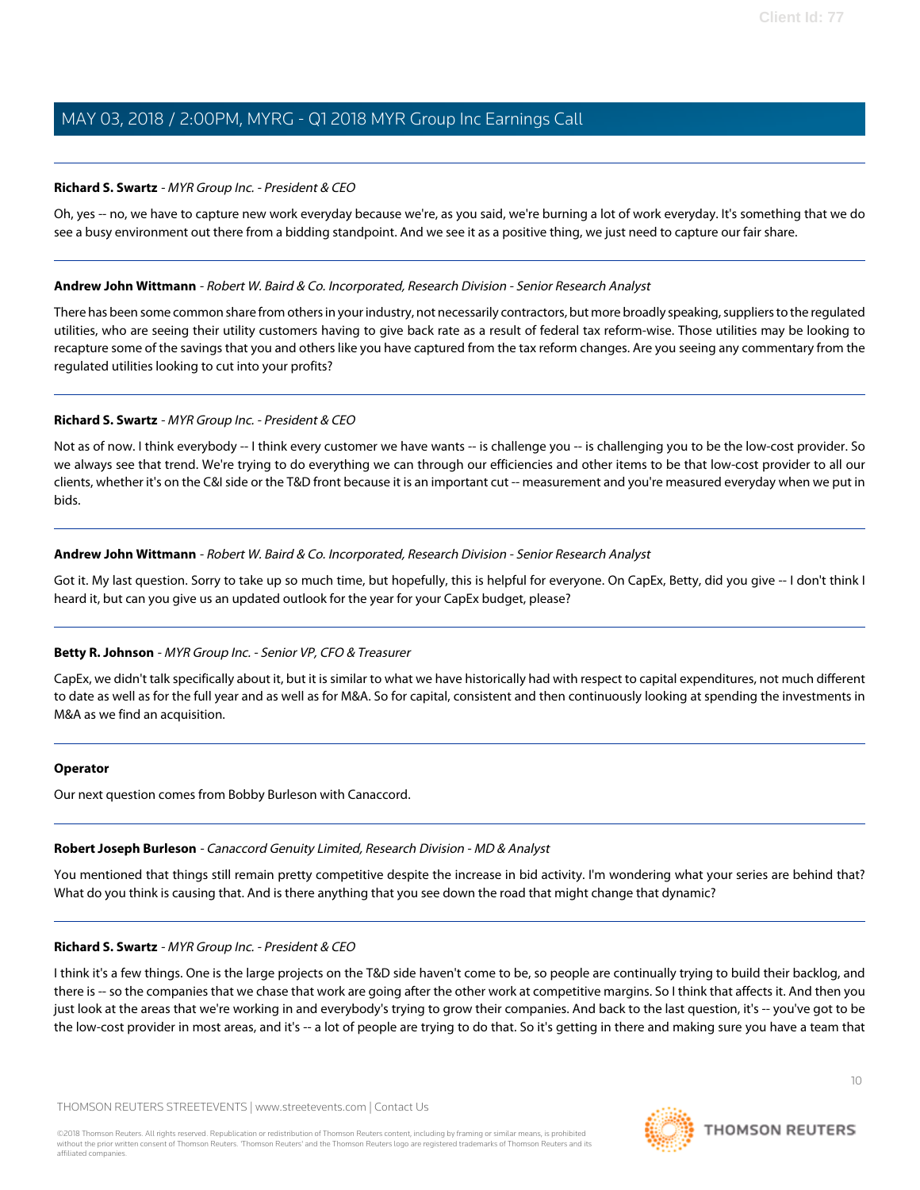**Richard S. Swartz** - *MYR Group Inc. - President & CEO*

Oh, yes -- no, we have to capture new work everyday because we're, as you said, we're burning a lot of work everyday. It's something that we do see a busy environment out there from a bidding standpoint. And we see it as a positive thing, we just need to capture our fair share.

---

**Andrew John Wittmann** - *Robert W. Baird & Co. Incorporated, Research Division - Senior Research Analyst*

There has been some common share from others in your industry, not necessarily contractors, but more broadly speaking, suppliers to the regulated utilities, who are seeing their utility customers having to give back rate as a result of federal tax reform-wise. Those utilities may be looking to recapture some of the savings that you and others like you have captured from the tax reform changes. Are you seeing any commentary from the regulated utilities looking to cut into your profits?

---

**Richard S. Swartz** - *MYR Group Inc. - President & CEO*

Not as of now. I think everybody -- I think every customer we have wants -- is challenge you -- is challenging you to be the low-cost provider. So we always see that trend. We're trying to do everything we can through our efficiencies and other items to be that low-cost provider to all our clients, whether it's on the C&I side or the T&D front because it is an important cut -- measurement and you're measured everyday when we put in bids.

---

**Andrew John Wittmann** - *Robert W. Baird & Co. Incorporated, Research Division - Senior Research Analyst*

Got it. My last question. Sorry to take up so much time, but hopefully, this is helpful for everyone. On CapEx, Betty, did you give -- I don't think I heard it, but can you give us an updated outlook for the year for your CapEx budget, please?

---

**Betty R. Johnson** - *MYR Group Inc. - Senior VP, CFO & Treasurer*

CapEx, we didn't talk specifically about it, but it is similar to what we have historically had with respect to capital expenditures, not much different to date as well as for the full year and as well as for M&A. So for capital, consistent and then continuously looking at spending the investments in M&A as we find an acquisition.

---

**Operator**

Our next question comes from Bobby Burleson with Canaccord.

---

**Robert Joseph Burleson** - *Canaccord Genuity Limited, Research Division - MD & Analyst*

You mentioned that things still remain pretty competitive despite the increase in bid activity. I'm wondering what your series are behind that? What do you think is causing that. And is there anything that you see down the road that might change that dynamic?

---

**Richard S. Swartz** - *MYR Group Inc. - President & CEO*

I think it's a few things. One is the large projects on the T&D side haven't come to be, so people are continually trying to build their backlog, and there is -- so the companies that we chase that work are going after the other work at competitive margins. So I think that affects it. And then you just look at the areas that we're working in and everybody's trying to grow their companies. And back to the last question, it's -- you've got to be the low-cost provider in most areas, and it's -- a lot of people are trying to do that. So it's getting in there and making sure you have a team that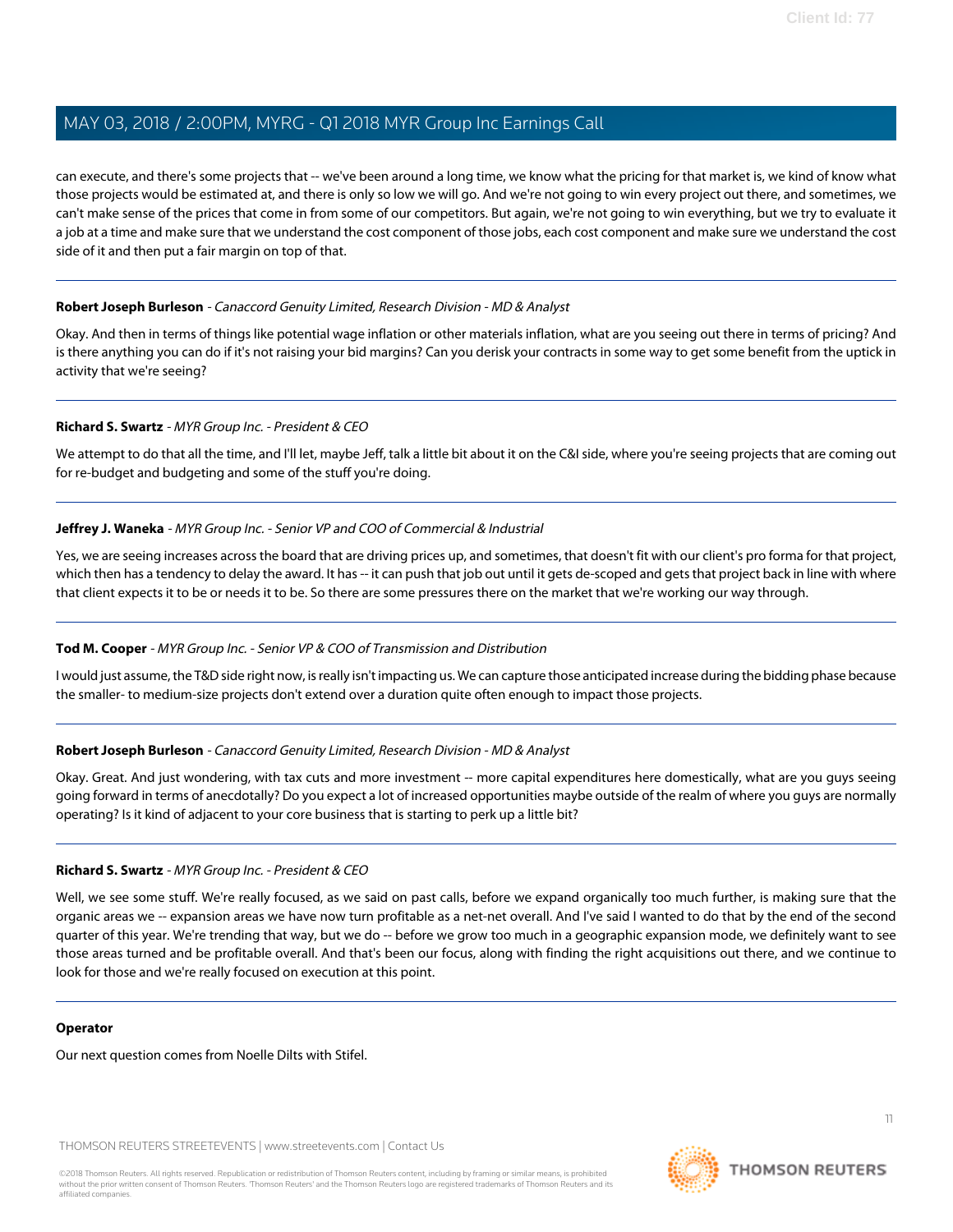can execute, and there's some projects that -- we've been around a long time, we know what the pricing for that market is, we kind of know what those projects would be estimated at, and there is only so low we will go. And we're not going to win every project out there, and sometimes, we can't make sense of the prices that come in from some of our competitors. But again, we're not going to win everything, but we try to evaluate it a job at a time and make sure that we understand the cost component of those jobs, each cost component and make sure we understand the cost side of it and then put a fair margin on top of that.

---

**Robert Joseph Burleson** - *Canaccord Genuity Limited, Research Division - MD & Analyst*

Okay. And then in terms of things like potential wage inflation or other materials inflation, what are you seeing out there in terms of pricing? And is there anything you can do if it's not raising your bid margins? Can you derisk your contracts in some way to get some benefit from the uptick in activity that we're seeing?

---

**Richard S. Swartz** - *MYR Group Inc. - President & CEO*

We attempt to do that all the time, and I'll let, maybe Jeff, talk a little bit about it on the C&I side, where you're seeing projects that are coming out for re-budget and budgeting and some of the stuff you're doing.

---

**Jeffrey J. Waneka** - *MYR Group Inc. - Senior VP and COO of Commercial & Industrial*

Yes, we are seeing increases across the board that are driving prices up, and sometimes, that doesn't fit with our client's pro forma for that project, which then has a tendency to delay the award. It has -- it can push that job out until it gets de-scoped and gets that project back in line with where that client expects it to be or needs it to be. So there are some pressures there on the market that we're working our way through.

---

**Tod M. Cooper** - *MYR Group Inc. - Senior VP & COO of Transmission and Distribution*

I would just assume, the T&D side right now, is really isn't impacting us. We can capture those anticipated increase during the bidding phase because the smaller- to medium-size projects don't extend over a duration quite often enough to impact those projects.

---

**Robert Joseph Burleson** - *Canaccord Genuity Limited, Research Division - MD & Analyst*

Okay. Great. And just wondering, with tax cuts and more investment -- more capital expenditures here domestically, what are you guys seeing going forward in terms of anecdotally? Do you expect a lot of increased opportunities maybe outside of the realm of where you guys are normally operating? Is it kind of adjacent to your core business that is starting to perk up a little bit?

---

**Richard S. Swartz** - *MYR Group Inc. - President & CEO*

Well, we see some stuff. We're really focused, as we said on past calls, before we expand organically too much further, is making sure that the organic areas we -- expansion areas we have now turn profitable as a net-net overall. And I've said I wanted to do that by the end of the second quarter of this year. We're trending that way, but we do -- before we grow too much in a geographic expansion mode, we definitely want to see those areas turned and be profitable overall. And that's been our focus, along with finding the right acquisitions out there, and we continue to look for those and we're really focused on execution at this point.

---

**Operator**

Our next question comes from Noelle Dilts with Stifel.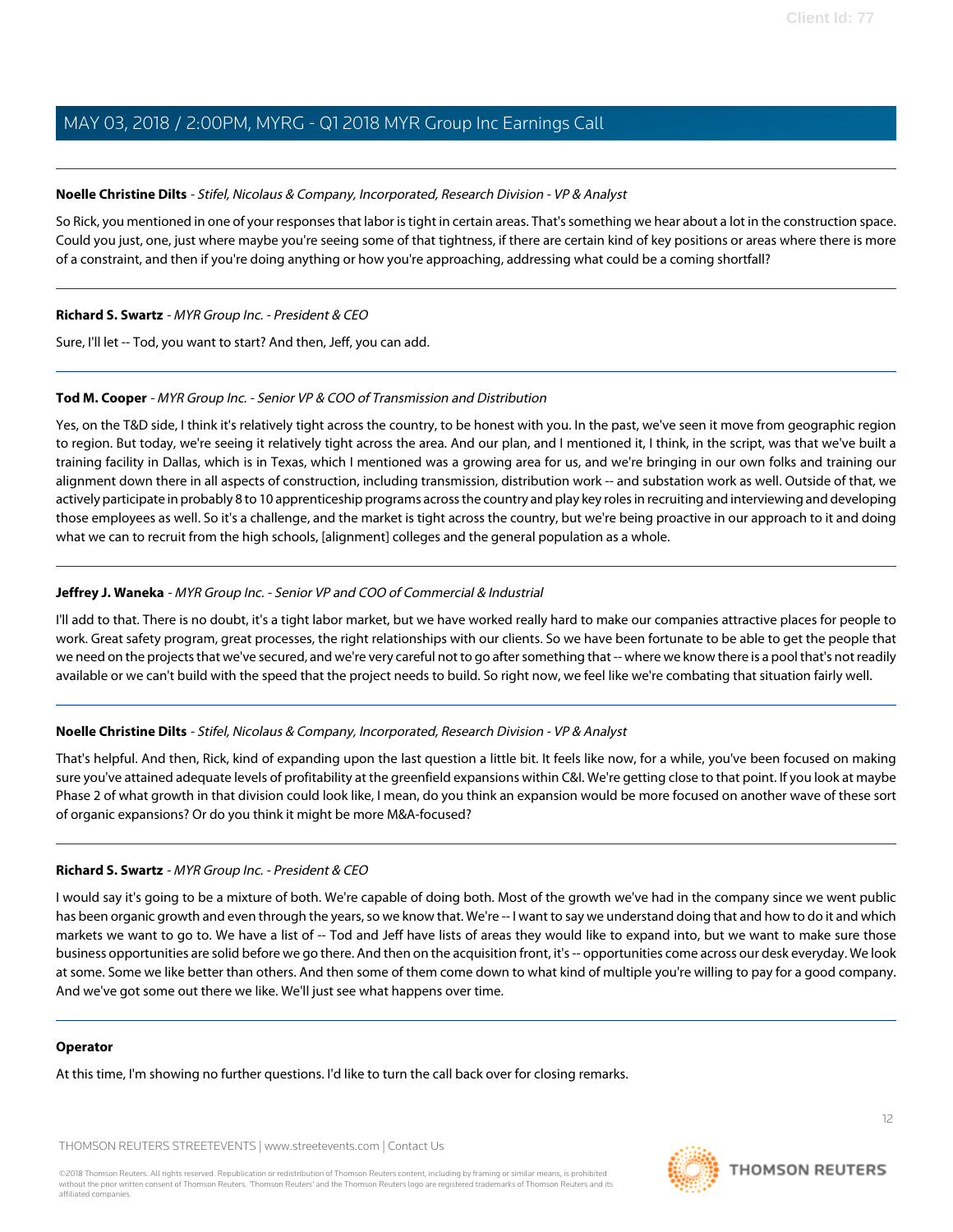**Noelle Christine Dilts** - *Stifel, Nicolaus & Company, Incorporated, Research Division - VP & Analyst*

So Rick, you mentioned in one of your responses that labor is tight in certain areas. That's something we hear about a lot in the construction space. Could you just, one, just where maybe you're seeing some of that tightness, if there are certain kind of key positions or areas where there is more of a constraint, and then if you're doing anything or how you're approaching, addressing what could be a coming shortfall?

---

**Richard S. Swartz** - *MYR Group Inc. - President & CEO*

Sure, I'll let -- Tod, you want to start? And then, Jeff, you can add.

---

**Tod M. Cooper** - *MYR Group Inc. - Senior VP & COO of Transmission and Distribution*

Yes, on the T&D side, I think it's relatively tight across the country, to be honest with you. In the past, we've seen it move from geographic region to region. But today, we're seeing it relatively tight across the area. And our plan, and I mentioned it, I think, in the script, was that we've built a training facility in Dallas, which is in Texas, which I mentioned was a growing area for us, and we're bringing in our own folks and training our alignment down there in all aspects of construction, including transmission, distribution work -- and substation work as well. Outside of that, we actively participate in probably 8 to 10 apprenticeship programs across the country and play key roles in recruiting and interviewing and developing those employees as well. So it's a challenge, and the market is tight across the country, but we're being proactive in our approach to it and doing what we can to recruit from the high schools, [alignment] colleges and the general population as a whole.

---

**Jeffrey J. Waneka** - *MYR Group Inc. - Senior VP and COO of Commercial & Industrial*

I'll add to that. There is no doubt, it's a tight labor market, but we have worked really hard to make our companies attractive places for people to work. Great safety program, great processes, the right relationships with our clients. So we have been fortunate to be able to get the people that we need on the projects that we've secured, and we're very careful not to go after something that -- where we know there is a pool that's not readily available or we can't build with the speed that the project needs to build. So right now, we feel like we're combating that situation fairly well.

---

**Noelle Christine Dilts** - *Stifel, Nicolaus & Company, Incorporated, Research Division - VP & Analyst*

That's helpful. And then, Rick, kind of expanding upon the last question a little bit. It feels like now, for a while, you've been focused on making sure you've attained adequate levels of profitability at the greenfield expansions within C&I. We're getting close to that point. If you look at maybe Phase 2 of what growth in that division could look like, I mean, do you think an expansion would be more focused on another wave of these sort of organic expansions? Or do you think it might be more M&A-focused?

---

**Richard S. Swartz** - *MYR Group Inc. - President & CEO*

I would say it's going to be a mixture of both. We're capable of doing both. Most of the growth we've had in the company since we went public has been organic growth and even through the years, so we know that. We're -- I want to say we understand doing that and how to do it and which markets we want to go to. We have a list of -- Tod and Jeff have lists of areas they would like to expand into, but we want to make sure those business opportunities are solid before we go there. And then on the acquisition front, it's -- opportunities come across our desk everyday. We look at some. Some we like better than others. And then some of them come down to what kind of multiple you're willing to pay for a good company. And we've got some out there we like. We'll just see what happens over time.

---

**Operator**

At this time, I'm showing no further questions. I'd like to turn the call back over for closing remarks.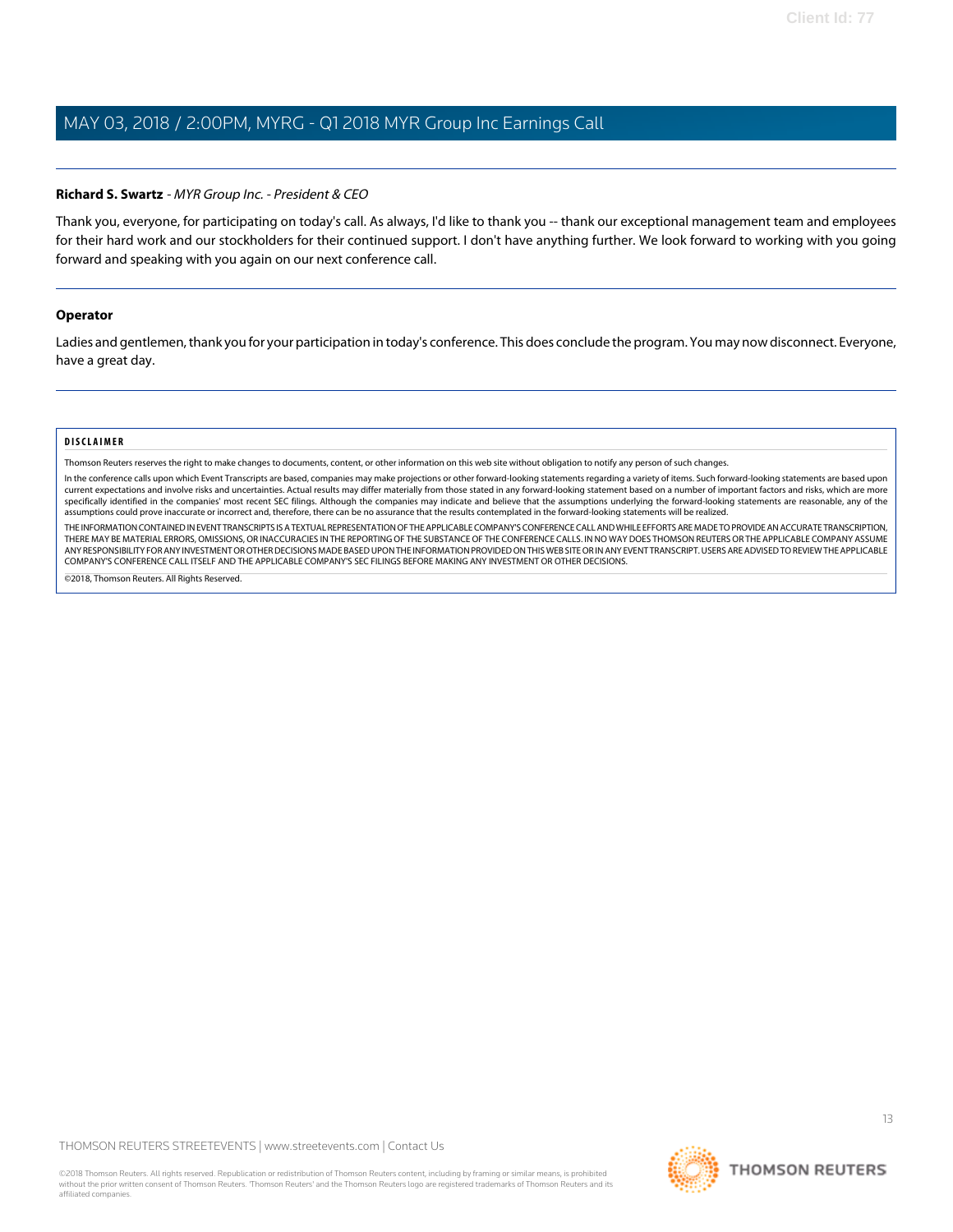**Richard S. Swartz** - *MYR Group Inc. - President & CEO*

Thank you, everyone, for participating on today's call. As always, I'd like to thank you -- thank our exceptional management team and employees for their hard work and our stockholders for their continued support. I don't have anything further. We look forward to working with you going forward and speaking with you again on our next conference call.

---

**Operator**

Ladies and gentlemen, thank you for your participation in today's conference. This does conclude the program. You may now disconnect. Everyone, have a great day.

---

**DISCLAIMER**

Thomson Reuters reserves the right to make changes to documents, content, or other information on this web site without obligation to notify any person of such changes.

In the conference calls upon which Event Transcripts are based, companies may make projections or other forward-looking statements regarding a variety of items. Such forward-looking statements are based upon current expectations and involve risks and uncertainties. Actual results may differ materially from those stated in any forward-looking statement based on a number of important factors and risks, which are more specifically identified in the companies' most recent SEC filings. Although the companies may indicate and believe that the assumptions underlying the forward-looking statements are reasonable, any of the assumptions could prove inaccurate or incorrect and, therefore, there can be no assurance that the results contemplated in the forward-looking statements will be realized.

THE INFORMATION CONTAINED IN EVENT TRANSCRIPTS IS A TEXTUAL REPRESENTATION OF THE APPLICABLE COMPANY'S CONFERENCE CALL AND WHILE EFFORTS ARE MADE TO PROVIDE AN ACCURATE TRANSCRIPTION, THERE MAY BE MATERIAL ERRORS, OMISSIONS, OR INACCURACIES IN THE REPORTING OF THE SUBSTANCE OF THE CONFERENCE CALLS. IN NO WAY DOES THOMSON REUTERS OR THE APPLICABLE COMPANY ASSUME ANY RESPONSIBILITY FOR ANY INVESTMENT OR OTHER DECISIONS MADE BASED UPON THE INFORMATION PROVIDED ON THIS WEB SITE OR IN ANY EVENT TRANSCRIPT. USERS ARE ADVISED TO REVIEW THE APPLICABLE COMPANY'S CONFERENCE CALL ITSELF AND THE APPLICABLE COMPANY'S SEC FILINGS BEFORE MAKING ANY INVESTMENT OR OTHER DECISIONS.

©2018, Thomson Reuters. All Rights Reserved.